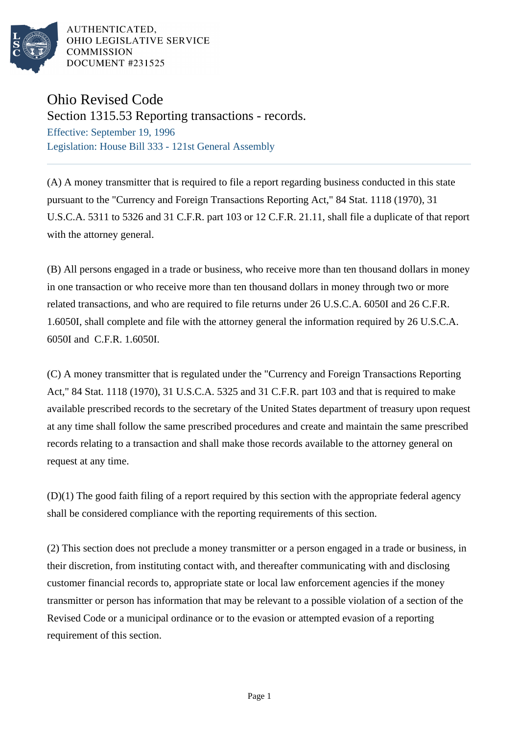AUTHENTICATED,
OHIO LEGISLATIVE SERVICE
COMMISSION
DOCUMENT #231525

# Ohio Revised Code

## Section 1315.53 Reporting transactions - records.

Effective: September 19, 1996

Legislation: House Bill 333 - 121st General Assembly

(A) A money transmitter that is required to file a report regarding business conducted in this state pursuant to the "Currency and Foreign Transactions Reporting Act," 84 Stat. 1118 (1970), 31 U.S.C.A. 5311 to 5326 and 31 C.F.R. part 103 or 12 C.F.R. 21.11, shall file a duplicate of that report with the attorney general.

(B) All persons engaged in a trade or business, who receive more than ten thousand dollars in money in one transaction or who receive more than ten thousand dollars in money through two or more related transactions, and who are required to file returns under 26 U.S.C.A. 6050I and 26 C.F.R. 1.6050I, shall complete and file with the attorney general the information required by 26 U.S.C.A. 6050I and C.F.R. 1.6050I.

(C) A money transmitter that is regulated under the "Currency and Foreign Transactions Reporting Act," 84 Stat. 1118 (1970), 31 U.S.C.A. 5325 and 31 C.F.R. part 103 and that is required to make available prescribed records to the secretary of the United States department of treasury upon request at any time shall follow the same prescribed procedures and create and maintain the same prescribed records relating to a transaction and shall make those records available to the attorney general on request at any time.

(D)(1) The good faith filing of a report required by this section with the appropriate federal agency shall be considered compliance with the reporting requirements of this section.

(2) This section does not preclude a money transmitter or a person engaged in a trade or business, in their discretion, from instituting contact with, and thereafter communicating with and disclosing customer financial records to, appropriate state or local law enforcement agencies if the money transmitter or person has information that may be relevant to a possible violation of a section of the Revised Code or a municipal ordinance or to the evasion or attempted evasion of a reporting requirement of this section.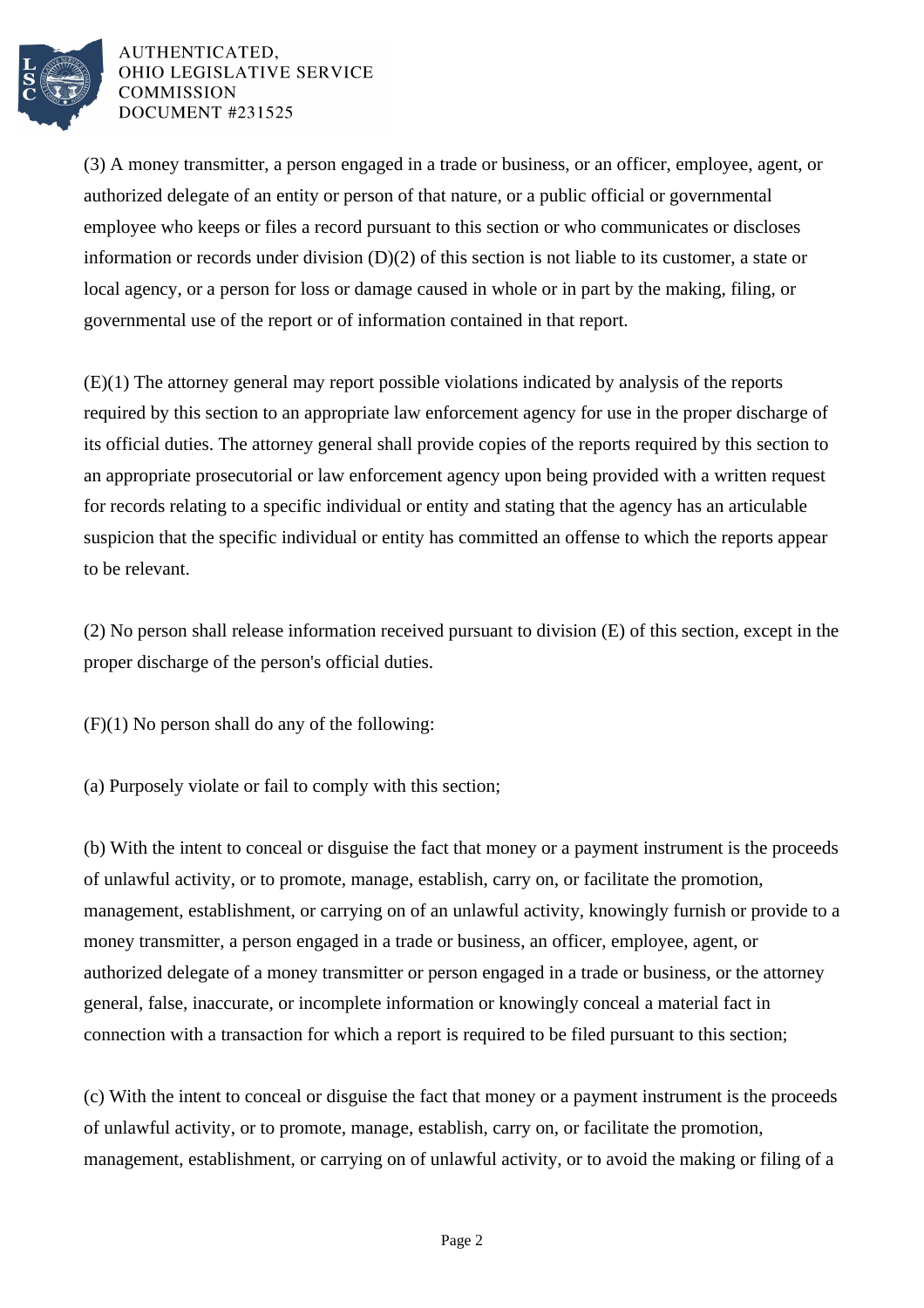(3) A money transmitter, a person engaged in a trade or business, or an officer, employee, agent, or authorized delegate of an entity or person of that nature, or a public official or governmental employee who keeps or files a record pursuant to this section or who communicates or discloses information or records under division (D)(2) of this section is not liable to its customer, a state or local agency, or a person for loss or damage caused in whole or in part by the making, filing, or governmental use of the report or of information contained in that report.

(E)(1) The attorney general may report possible violations indicated by analysis of the reports required by this section to an appropriate law enforcement agency for use in the proper discharge of its official duties. The attorney general shall provide copies of the reports required by this section to an appropriate prosecutorial or law enforcement agency upon being provided with a written request for records relating to a specific individual or entity and stating that the agency has an articulable suspicion that the specific individual or entity has committed an offense to which the reports appear to be relevant.

(2) No person shall release information received pursuant to division (E) of this section, except in the proper discharge of the person's official duties.

(F)(1) No person shall do any of the following:

(a) Purposely violate or fail to comply with this section;

(b) With the intent to conceal or disguise the fact that money or a payment instrument is the proceeds of unlawful activity, or to promote, manage, establish, carry on, or facilitate the promotion, management, establishment, or carrying on of an unlawful activity, knowingly furnish or provide to a money transmitter, a person engaged in a trade or business, an officer, employee, agent, or authorized delegate of a money transmitter or person engaged in a trade or business, or the attorney general, false, inaccurate, or incomplete information or knowingly conceal a material fact in connection with a transaction for which a report is required to be filed pursuant to this section;

(c) With the intent to conceal or disguise the fact that money or a payment instrument is the proceeds of unlawful activity, or to promote, manage, establish, carry on, or facilitate the promotion, management, establishment, or carrying on of unlawful activity, or to avoid the making or filing of a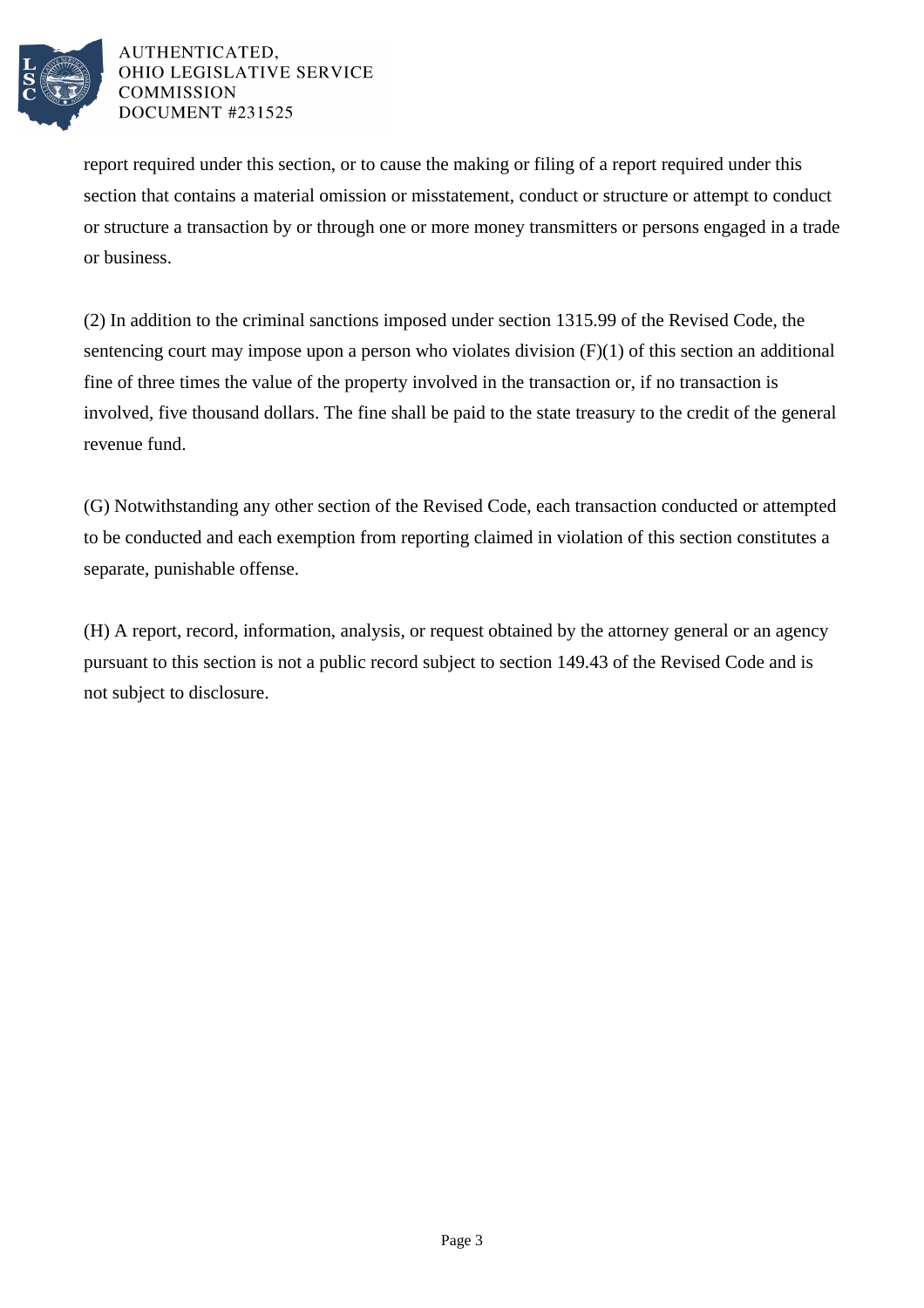report required under this section, or to cause the making or filing of a report required under this section that contains a material omission or misstatement, conduct or structure or attempt to conduct or structure a transaction by or through one or more money transmitters or persons engaged in a trade or business.

(2) In addition to the criminal sanctions imposed under section 1315.99 of the Revised Code, the sentencing court may impose upon a person who violates division (F)(1) of this section an additional fine of three times the value of the property involved in the transaction or, if no transaction is involved, five thousand dollars. The fine shall be paid to the state treasury to the credit of the general revenue fund.

(G) Notwithstanding any other section of the Revised Code, each transaction conducted or attempted to be conducted and each exemption from reporting claimed in violation of this section constitutes a separate, punishable offense.

(H) A report, record, information, analysis, or request obtained by the attorney general or an agency pursuant to this section is not a public record subject to section 149.43 of the Revised Code and is not subject to disclosure.